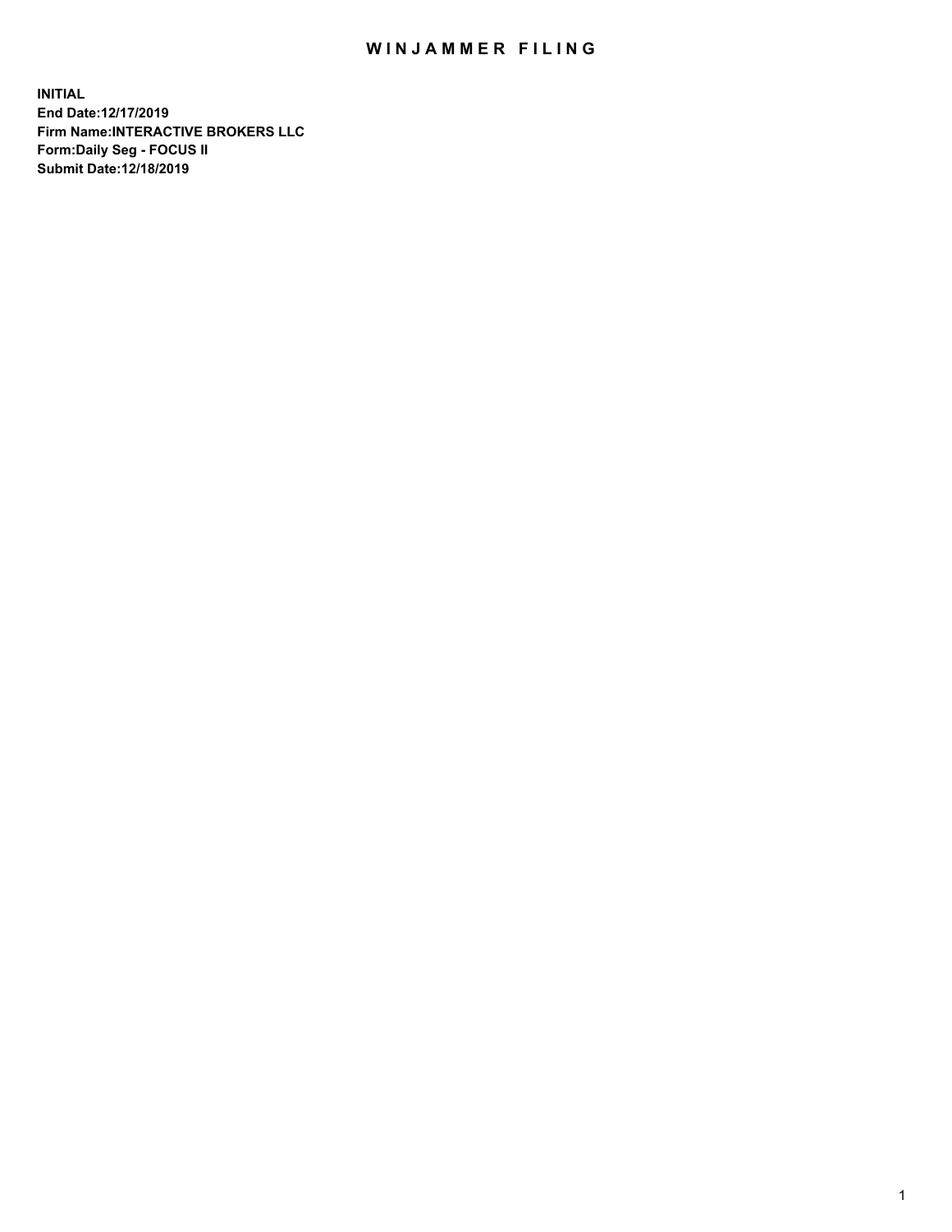# WINJAMMER FILING

**INITIAL**
**End Date:12/17/2019**
**Firm Name:INTERACTIVE BROKERS LLC**
**Form:Daily Seg - FOCUS II**
**Submit Date:12/18/2019**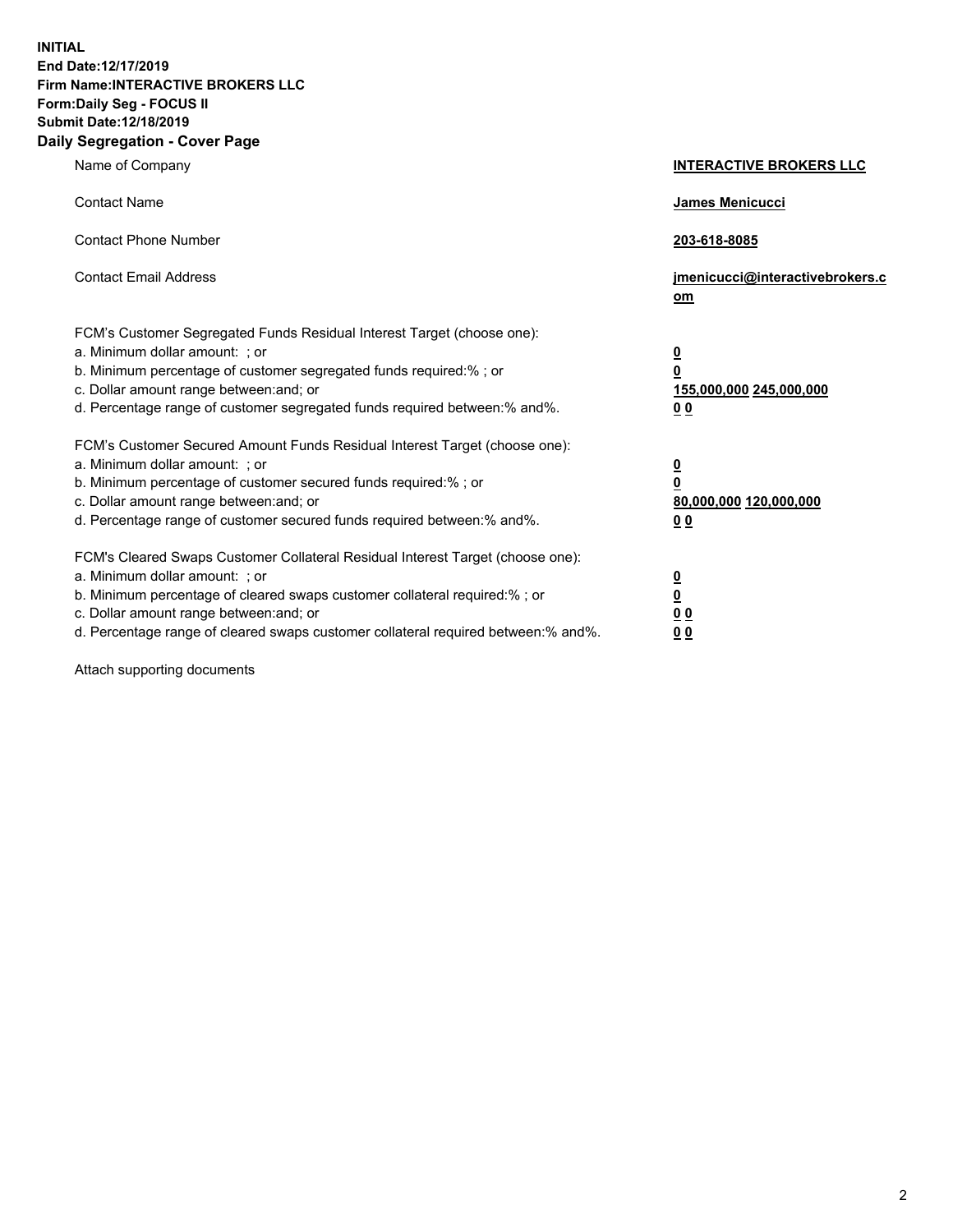**INITIAL**
**End Date:12/17/2019**
**Firm Name:INTERACTIVE BROKERS LLC**
**Form:Daily Seg - FOCUS II**
**Submit Date:12/18/2019**
**Daily Segregation - Cover Page**

| | |
|---|---|
| Name of Company | **INTERACTIVE BROKERS LLC** |
| Contact Name | **James Menicucci** |
| Contact Phone Number | **203-618-8085** |
| Contact Email Address | **jmenicucci@interactivebrokers.com** |
| FCM's Customer Segregated Funds Residual Interest Target (choose one): | |
| a. Minimum dollar amount: ; or | **0** |
| b. Minimum percentage of customer segregated funds required:% ; or | **0** |
| c. Dollar amount range between:and; or | **155,000,000 245,000,000** |
| d. Percentage range of customer segregated funds required between:% and%. | **0 0** |
| FCM's Customer Secured Amount Funds Residual Interest Target (choose one): | |
| a. Minimum dollar amount: ; or | **0** |
| b. Minimum percentage of customer secured funds required:% ; or | **0** |
| c. Dollar amount range between:and; or | **80,000,000 120,000,000** |
| d. Percentage range of customer secured funds required between:% and%. | **0 0** |
| FCM's Cleared Swaps Customer Collateral Residual Interest Target (choose one): | |
| a. Minimum dollar amount: ; or | **0** |
| b. Minimum percentage of cleared swaps customer collateral required:% ; or | **0** |
| c. Dollar amount range between:and; or | **0 0** |
| d. Percentage range of cleared swaps customer collateral required between:% and%. | **0 0** |

Attach supporting documents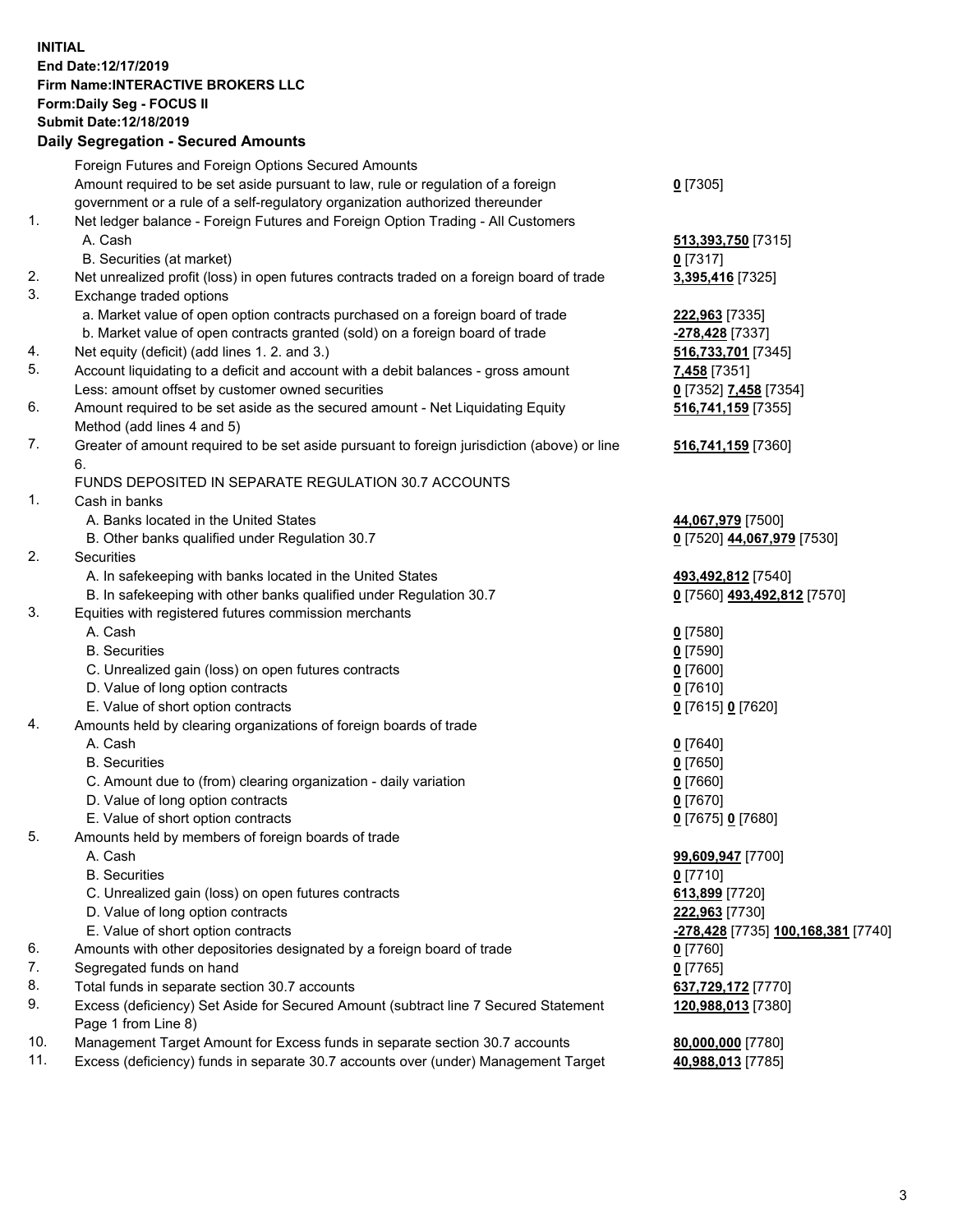**INITIAL**
**End Date:12/17/2019**
**Firm Name:INTERACTIVE BROKERS LLC**
**Form:Daily Seg - FOCUS II**
**Submit Date:12/18/2019**
**Daily Segregation - Secured Amounts**

| | | |
|---|---|---|
| | Foreign Futures and Foreign Options Secured Amounts | |
| | Amount required to be set aside pursuant to law, rule or regulation of a foreign government or a rule of a self-regulatory organization authorized thereunder | **0** [7305] |
| 1. | Net ledger balance - Foreign Futures and Foreign Option Trading - All Customers | |
| | A. Cash | **513,393,750** [7315] |
| | B. Securities (at market) | **0** [7317] |
| 2. | Net unrealized profit (loss) in open futures contracts traded on a foreign board of trade | **3,395,416** [7325] |
| 3. | Exchange traded options | |
| | a. Market value of open option contracts purchased on a foreign board of trade | **222,963** [7335] |
| | b. Market value of open contracts granted (sold) on a foreign board of trade | **-278,428** [7337] |
| 4. | Net equity (deficit) (add lines 1. 2. and 3.) | **516,733,701** [7345] |
| 5. | Account liquidating to a deficit and account with a debit balances - gross amount | **7,458** [7351] |
| | Less: amount offset by customer owned securities | **0** [7352] **7,458** [7354] |
| 6. | Amount required to be set aside as the secured amount - Net Liquidating Equity Method (add lines 4 and 5) | **516,741,159** [7355] |
| 7. | Greater of amount required to be set aside pursuant to foreign jurisdiction (above) or line 6. | **516,741,159** [7360] |
| | FUNDS DEPOSITED IN SEPARATE REGULATION 30.7 ACCOUNTS | |
| 1. | Cash in banks | |
| | A. Banks located in the United States | **44,067,979** [7500] |
| | B. Other banks qualified under Regulation 30.7 | **0** [7520] **44,067,979** [7530] |
| 2. | Securities | |
| | A. In safekeeping with banks located in the United States | **493,492,812** [7540] |
| | B. In safekeeping with other banks qualified under Regulation 30.7 | **0** [7560] **493,492,812** [7570] |
| 3. | Equities with registered futures commission merchants | |
| | A. Cash | **0** [7580] |
| | B. Securities | **0** [7590] |
| | C. Unrealized gain (loss) on open futures contracts | **0** [7600] |
| | D. Value of long option contracts | **0** [7610] |
| | E. Value of short option contracts | **0** [7615] **0** [7620] |
| 4. | Amounts held by clearing organizations of foreign boards of trade | |
| | A. Cash | **0** [7640] |
| | B. Securities | **0** [7650] |
| | C. Amount due to (from) clearing organization - daily variation | **0** [7660] |
| | D. Value of long option contracts | **0** [7670] |
| | E. Value of short option contracts | **0** [7675] **0** [7680] |
| 5. | Amounts held by members of foreign boards of trade | |
| | A. Cash | **99,609,947** [7700] |
| | B. Securities | **0** [7710] |
| | C. Unrealized gain (loss) on open futures contracts | **613,899** [7720] |
| | D. Value of long option contracts | **222,963** [7730] |
| | E. Value of short option contracts | **-278,428** [7735] **100,168,381** [7740] |
| 6. | Amounts with other depositories designated by a foreign board of trade | **0** [7760] |
| 7. | Segregated funds on hand | **0** [7765] |
| 8. | Total funds in separate section 30.7 accounts | **637,729,172** [7770] |
| 9. | Excess (deficiency) Set Aside for Secured Amount (subtract line 7 Secured Statement Page 1 from Line 8) | **120,988,013** [7380] |
| 10. | Management Target Amount for Excess funds in separate section 30.7 accounts | **80,000,000** [7780] |
| 11. | Excess (deficiency) funds in separate 30.7 accounts over (under) Management Target | **40,988,013** [7785] |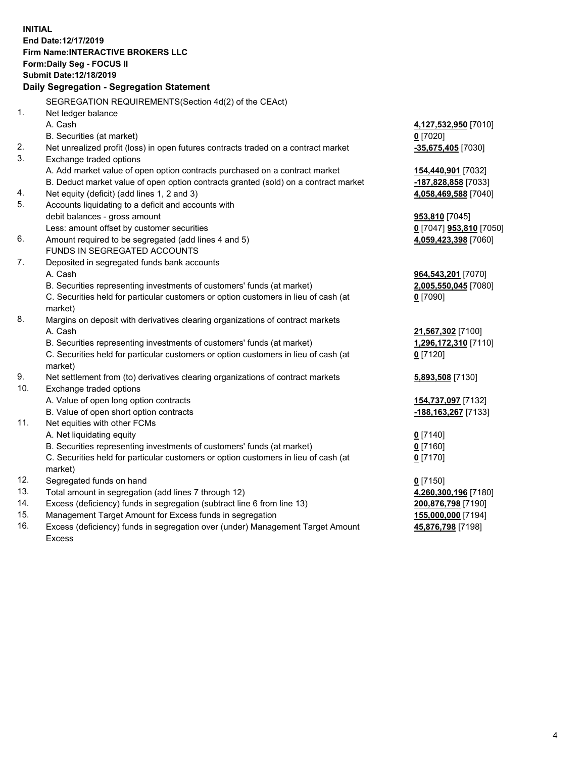**INITIAL**
**End Date:12/17/2019**
**Firm Name:INTERACTIVE BROKERS LLC**
**Form:Daily Seg - FOCUS II**
**Submit Date:12/18/2019**
**Daily Segregation - Segregation Statement**

| | | |
|---|---|---|
| | SEGREGATION REQUIREMENTS(Section 4d(2) of the CEAct) | |
| 1. | Net ledger balance | |
| | A. Cash | **4,127,532,950** [7010] |
| | B. Securities (at market) | **0** [7020] |
| 2. | Net unrealized profit (loss) in open futures contracts traded on a contract market | **-35,675,405** [7030] |
| 3. | Exchange traded options | |
| | A. Add market value of open option contracts purchased on a contract market | **154,440,901** [7032] |
| | B. Deduct market value of open option contracts granted (sold) on a contract market | **-187,828,858** [7033] |
| 4. | Net equity (deficit) (add lines 1, 2 and 3) | **4,058,469,588** [7040] |
| 5. | Accounts liquidating to a deficit and accounts with | |
| | debit balances - gross amount | **953,810** [7045] |
| | Less: amount offset by customer securities | **0** [7047] **953,810** [7050] |
| 6. | Amount required to be segregated (add lines 4 and 5) | **4,059,423,398** [7060] |
| | FUNDS IN SEGREGATED ACCOUNTS | |
| 7. | Deposited in segregated funds bank accounts | |
| | A. Cash | **964,543,201** [7070] |
| | B. Securities representing investments of customers' funds (at market) | **2,005,550,045** [7080] |
| | C. Securities held for particular customers or option customers in lieu of cash (at market) | **0** [7090] |
| 8. | Margins on deposit with derivatives clearing organizations of contract markets | |
| | A. Cash | **21,567,302** [7100] |
| | B. Securities representing investments of customers' funds (at market) | **1,296,172,310** [7110] |
| | C. Securities held for particular customers or option customers in lieu of cash (at market) | **0** [7120] |
| 9. | Net settlement from (to) derivatives clearing organizations of contract markets | **5,893,508** [7130] |
| 10. | Exchange traded options | |
| | A. Value of open long option contracts | **154,737,097** [7132] |
| | B. Value of open short option contracts | **-188,163,267** [7133] |
| 11. | Net equities with other FCMs | |
| | A. Net liquidating equity | **0** [7140] |
| | B. Securities representing investments of customers' funds (at market) | **0** [7160] |
| | C. Securities held for particular customers or option customers in lieu of cash (at market) | **0** [7170] |
| 12. | Segregated funds on hand | **0** [7150] |
| 13. | Total amount in segregation (add lines 7 through 12) | **4,260,300,196** [7180] |
| 14. | Excess (deficiency) funds in segregation (subtract line 6 from line 13) | **200,876,798** [7190] |
| 15. | Management Target Amount for Excess funds in segregation | **155,000,000** [7194] |
| 16. | Excess (deficiency) funds in segregation over (under) Management Target Amount Excess | **45,876,798** [7198] |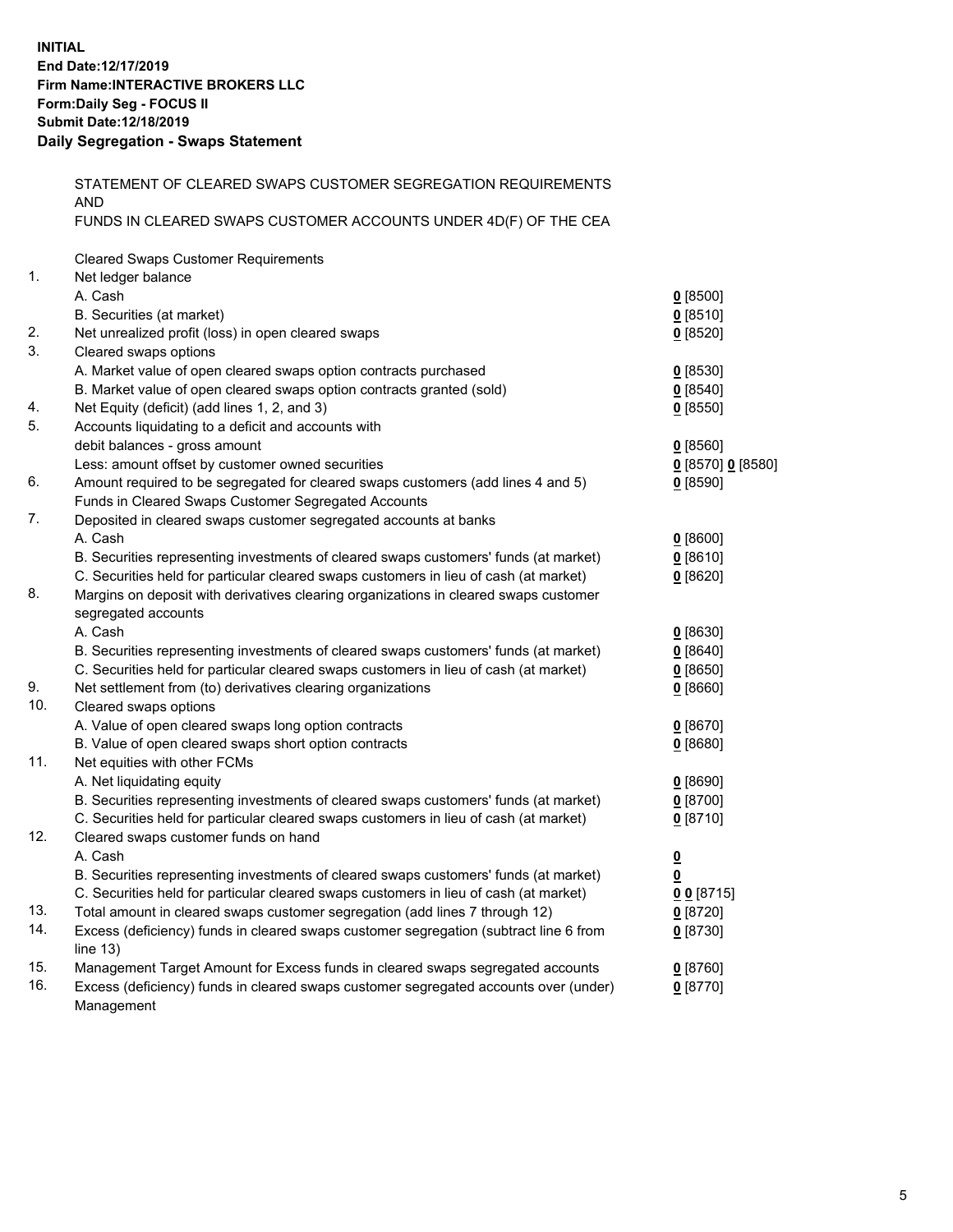**INITIAL**
**End Date:12/17/2019**
**Firm Name:INTERACTIVE BROKERS LLC**
**Form:Daily Seg - FOCUS II**
**Submit Date:12/18/2019**
**Daily Segregation - Swaps Statement**

STATEMENT OF CLEARED SWAPS CUSTOMER SEGREGATION REQUIREMENTS AND FUNDS IN CLEARED SWAPS CUSTOMER ACCOUNTS UNDER 4D(F) OF THE CEA

| | | |
|---|---|---|
| | Cleared Swaps Customer Requirements | |
| 1. | Net ledger balance | |
| | A. Cash | 0 [8500] |
| | B. Securities (at market) | 0 [8510] |
| 2. | Net unrealized profit (loss) in open cleared swaps | 0 [8520] |
| 3. | Cleared swaps options | |
| | A. Market value of open cleared swaps option contracts purchased | 0 [8530] |
| | B. Market value of open cleared swaps option contracts granted (sold) | 0 [8540] |
| 4. | Net Equity (deficit) (add lines 1, 2, and 3) | 0 [8550] |
| 5. | Accounts liquidating to a deficit and accounts with debit balances - gross amount | 0 [8560] |
| | Less: amount offset by customer owned securities | 0 [8570] 0 [8580] |
| 6. | Amount required to be segregated for cleared swaps customers (add lines 4 and 5) | 0 [8590] |
| | Funds in Cleared Swaps Customer Segregated Accounts | |
| 7. | Deposited in cleared swaps customer segregated accounts at banks | |
| | A. Cash | 0 [8600] |
| | B. Securities representing investments of cleared swaps customers' funds (at market) | 0 [8610] |
| | C. Securities held for particular cleared swaps customers in lieu of cash (at market) | 0 [8620] |
| 8. | Margins on deposit with derivatives clearing organizations in cleared swaps customer segregated accounts | |
| | A. Cash | 0 [8630] |
| | B. Securities representing investments of cleared swaps customers' funds (at market) | 0 [8640] |
| | C. Securities held for particular cleared swaps customers in lieu of cash (at market) | 0 [8650] |
| 9. | Net settlement from (to) derivatives clearing organizations | 0 [8660] |
| 10. | Cleared swaps options | |
| | A. Value of open cleared swaps long option contracts | 0 [8670] |
| | B. Value of open cleared swaps short option contracts | 0 [8680] |
| 11. | Net equities with other FCMs | |
| | A. Net liquidating equity | 0 [8690] |
| | B. Securities representing investments of cleared swaps customers' funds (at market) | 0 [8700] |
| | C. Securities held for particular cleared swaps customers in lieu of cash (at market) | 0 [8710] |
| 12. | Cleared swaps customer funds on hand | |
| | A. Cash | 0 |
| | B. Securities representing investments of cleared swaps customers' funds (at market) | 0 |
| | C. Securities held for particular cleared swaps customers in lieu of cash (at market) | 0 0 [8715] |
| 13. | Total amount in cleared swaps customer segregation (add lines 7 through 12) | 0 [8720] |
| 14. | Excess (deficiency) funds in cleared swaps customer segregation (subtract line 6 from line 13) | 0 [8730] |
| 15. | Management Target Amount for Excess funds in cleared swaps segregated accounts | 0 [8760] |
| 16. | Excess (deficiency) funds in cleared swaps customer segregated accounts over (under) Management | 0 [8770] |